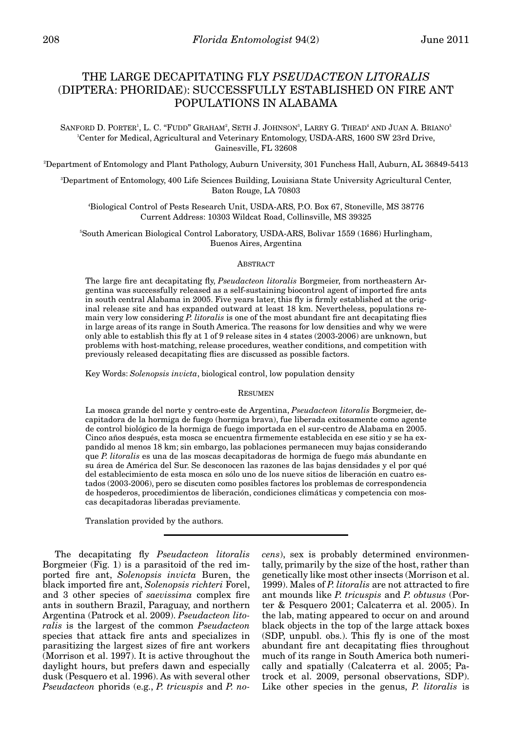# THE LARGE DECAPITATING FLY *PSEUDACTEON LITORALIS* (DIPTERA: PHORIDAE): SUCCESSFULLY ESTABLISHED ON FIRE ANT POPULATIONS IN ALABAMA

Sanford D. Porter[1], L. C. "Fudd" Graham[2], Seth J. Johnson[3], Larry G. Thead[4] and Juan A. Briano[5]

[1]Center for Medical, Agricultural and Veterinary Entomology, USDA-ARS, 1600 SW 23rd Drive, Gainesville, FL 32608

[2]Department of Entomology and Plant Pathology, Auburn University, 301 Funchess Hall, Auburn, AL 36849-5413

[3]Department of Entomology, 400 Life Sciences Building, Louisiana State University Agricultural Center, Baton Rouge, LA 70803

[4]Biological Control of Pests Research Unit, USDA-ARS, P.O. Box 67, Stoneville, MS 38776
Current Address: 10303 Wildcat Road, Collinsville, MS 39325

[5]South American Biological Control Laboratory, USDA-ARS, Bolivar 1559 (1686) Hurlingham, Buenos Aires, Argentina

## Abstract

The large fire ant decapitating fly, *Pseudacteon litoralis* Borgmeier, from northeastern Argentina was successfully released as a self-sustaining biocontrol agent of imported fire ants in south central Alabama in 2005. Five years later, this fly is firmly established at the original release site and has expanded outward at least 18 km. Nevertheless, populations remain very low considering *P. litoralis* is one of the most abundant fire ant decapitating flies in large areas of its range in South America. The reasons for low densities and why we were only able to establish this fly at 1 of 9 release sites in 4 states (2003-2006) are unknown, but problems with host-matching, release procedures, weather conditions, and competition with previously released decapitating flies are discussed as possible factors.

Key Words: *Solenopsis invicta*, biological control, low population density

## Resumen

La mosca grande del norte y centro-este de Argentina, *Pseudacteon litoralis* Borgmeier, decapitadora de la hormiga de fuego (hormiga brava), fue liberada exitosamente como agente de control biológico de la hormiga de fuego importada en el sur-centro de Alabama en 2005. Cinco años después, esta mosca se encuentra firmemente establecida en ese sitio y se ha expandido al menos 18 km; sin embargo, las poblaciones permanecen muy bajas considerando que *P. litoralis* es una de las moscas decapitadoras de hormiga de fuego más abundante en su área de América del Sur. Se desconocen las razones de las bajas densidades y el por qué del establecimiento de esta mosca en sólo uno de los nueve sitios de liberación en cuatro estados (2003-2006), pero se discuten como posibles factores los problemas de correspondencia de hospederos, procedimientos de liberación, condiciones climáticas y competencia con moscas decapitadoras liberadas previamente.

Translation provided by the authors.

---

The decapitating fly *Pseudacteon litoralis* Borgmeier (Fig. 1) is a parasitoid of the red imported fire ant, *Solenopsis invicta* Buren, the black imported fire ant, *Solenopsis richteri* Forel, and 3 other species of *saevissima* complex fire ants in southern Brazil, Paraguay, and northern Argentina (Patrock et al. 2009). *Pseudacteon litoralis* is the largest of the common *Pseudacteon* species that attack fire ants and specializes in parasitizing the largest sizes of fire ant workers (Morrison et al. 1997). It is active throughout the daylight hours, but prefers dawn and especially dusk (Pesquero et al. 1996). As with several other *Pseudacteon* phorids (e.g., *P. tricuspis* and *P. nocens*), sex is probably determined environmentally, primarily by the size of the host, rather than genetically like most other insects (Morrison et al. 1999). Males of *P. litoralis* are not attracted to fire ant mounds like *P. tricuspis* and *P. obtusus* (Porter & Pesquero 2001; Calcaterra et al. 2005). In the lab, mating appeared to occur on and around black objects in the top of the large attack boxes (SDP, unpubl. obs.). This fly is one of the most abundant fire ant decapitating flies throughout much of its range in South America both numerically and spatially (Calcaterra et al. 2005; Patrock et al. 2009, personal observations, SDP). Like other species in the genus, *P. litoralis* is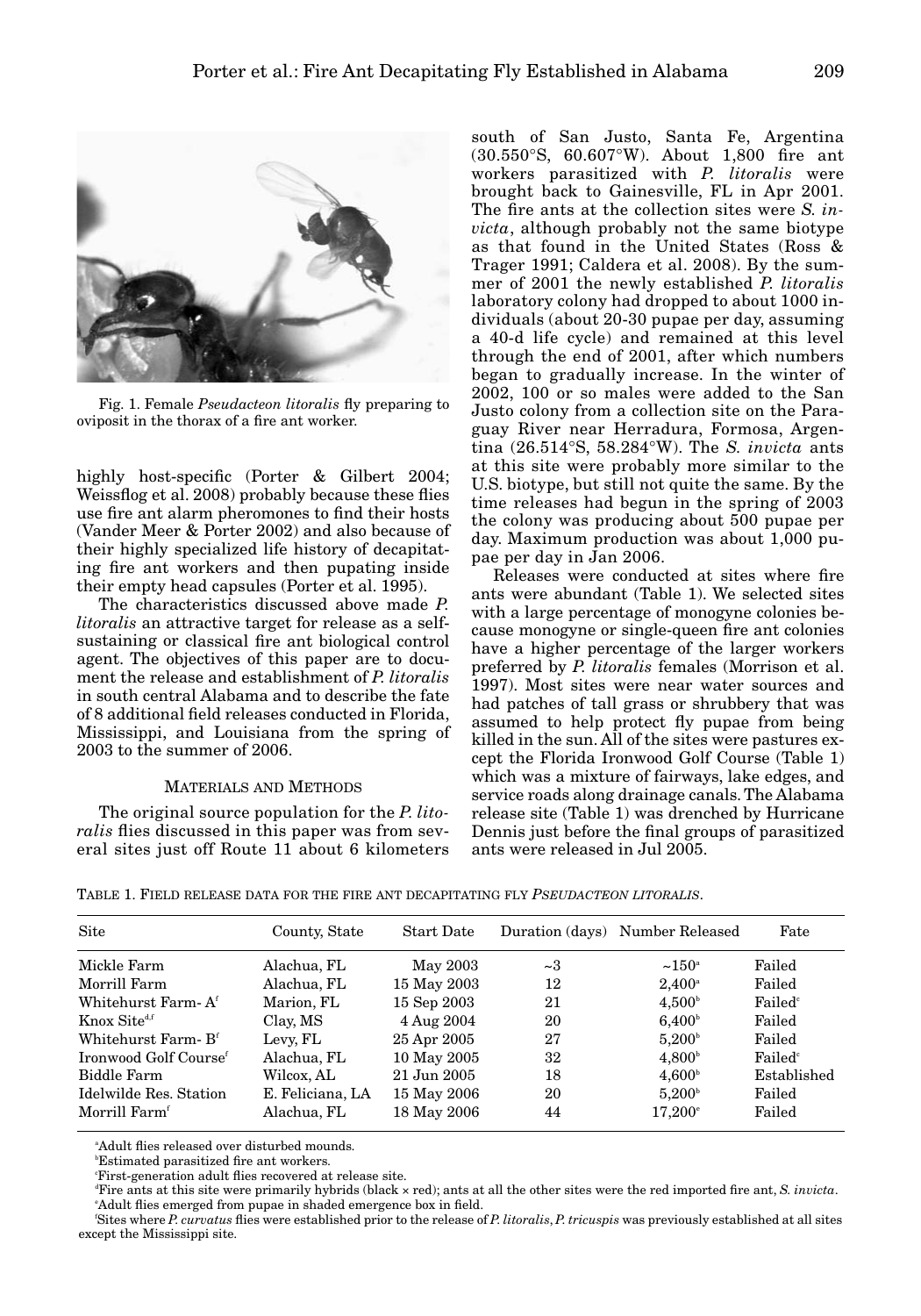Fig. 1. Female *Pseudacteon litoralis* fly preparing to oviposit in the thorax of a fire ant worker.

highly host-specific (Porter & Gilbert 2004; Weissflog et al. 2008) probably because these flies use fire ant alarm pheromones to find their hosts (Vander Meer & Porter 2002) and also because of their highly specialized life history of decapitating fire ant workers and then pupating inside their empty head capsules (Porter et al. 1995).

The characteristics discussed above made *P. litoralis* an attractive target for release as a self-sustaining or classical fire ant biological control agent. The objectives of this paper are to document the release and establishment of *P. litoralis* in south central Alabama and to describe the fate of 8 additional field releases conducted in Florida, Mississippi, and Louisiana from the spring of 2003 to the summer of 2006.

## MATERIALS AND METHODS

The original source population for the *P. litoralis* flies discussed in this paper was from several sites just off Route 11 about 6 kilometers south of San Justo, Santa Fe, Argentina (30.550°S, 60.607°W). About 1,800 fire ant workers parasitized with *P. litoralis* were brought back to Gainesville, FL in Apr 2001. The fire ants at the collection sites were *S. invicta*, although probably not the same biotype as that found in the United States (Ross & Trager 1991; Caldera et al. 2008). By the summer of 2001 the newly established *P. litoralis* laboratory colony had dropped to about 1000 individuals (about 20-30 pupae per day, assuming a 40-d life cycle) and remained at this level through the end of 2001, after which numbers began to gradually increase. In the winter of 2002, 100 or so males were added to the San Justo colony from a collection site on the Paraguay River near Herradura, Formosa, Argentina (26.514°S, 58.284°W). The *S. invicta* ants at this site were probably more similar to the U.S. biotype, but still not quite the same. By the time releases had begun in the spring of 2003 the colony was producing about 500 pupae per day. Maximum production was about 1,000 pupae per day in Jan 2006.

Releases were conducted at sites where fire ants were abundant (Table 1). We selected sites with a large percentage of monogyne colonies because monogyne or single-queen fire ant colonies have a higher percentage of the larger workers preferred by *P. litoralis* females (Morrison et al. 1997). Most sites were near water sources and had patches of tall grass or shrubbery that was assumed to help protect fly pupae from being killed in the sun. All of the sites were pastures except the Florida Ironwood Golf Course (Table 1) which was a mixture of fairways, lake edges, and service roads along drainage canals. The Alabama release site (Table 1) was drenched by Hurricane Dennis just before the final groups of parasitized ants were released in Jul 2005.

TABLE 1. FIELD RELEASE DATA FOR THE FIRE ANT DECAPITATING FLY *PSEUDACTEON LITORALIS*.

| Site | County, State | Start Date | Duration (days) | Number Released | Fate |
|---|---|---|---|---|---|
| Mickle Farm | Alachua, FL | May 2003 | ~3 | ~150[a] | Failed |
| Morrill Farm | Alachua, FL | 15 May 2003 | 12 | 2,400[a] | Failed |
| Whitehurst Farm- A[f] | Marion, FL | 15 Sep 2003 | 21 | 4,500[b] | Failed[c] |
| Knox Site[d,f] | Clay, MS | 4 Aug 2004 | 20 | 6,400[b] | Failed |
| Whitehurst Farm- B[f] | Levy, FL | 25 Apr 2005 | 27 | 5,200[b] | Failed |
| Ironwood Golf Course[f] | Alachua, FL | 10 May 2005 | 32 | 4,800[b] | Failed[c] |
| Biddle Farm | Wilcox, AL | 21 Jun 2005 | 18 | 4,600[b] | Established |
| Idelwilde Res. Station | E. Feliciana, LA | 15 May 2006 | 20 | 5,200[b] | Failed |
| Morrill Farm[f] | Alachua, FL | 18 May 2006 | 44 | 17,200[e] | Failed |

[a]Adult flies released over disturbed mounds.
[b]Estimated parasitized fire ant workers.
[c]First-generation adult flies recovered at release site.
[d]Fire ants at this site were primarily hybrids (black × red); ants at all the other sites were the red imported fire ant, *S. invicta*.
[e]Adult flies emerged from pupae in shaded emergence box in field.
[f]Sites where *P. curvatus* flies were established prior to the release of *P. litoralis*, *P. tricuspis* was previously established at all sites except the Mississippi site.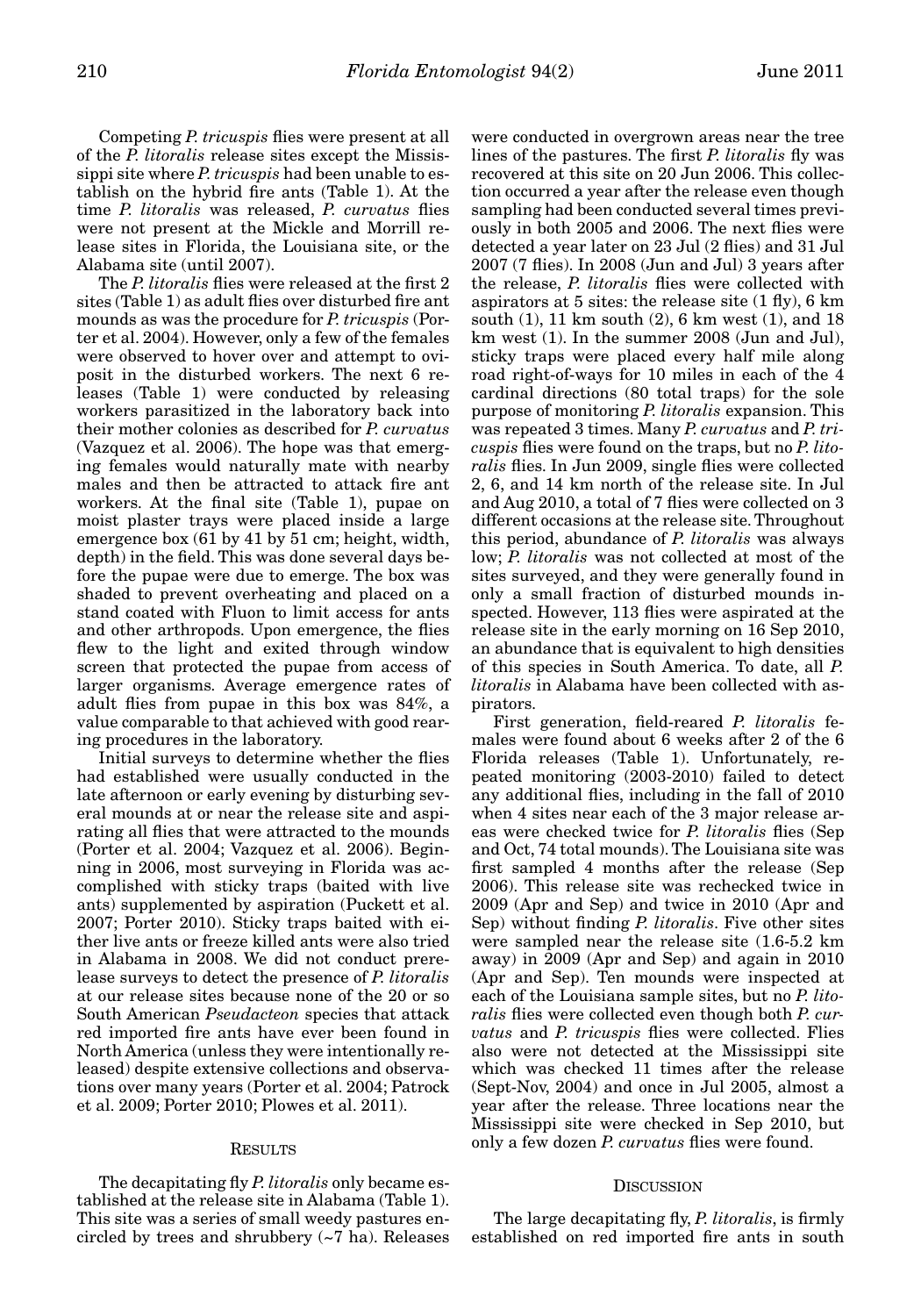Competing *P. tricuspis* flies were present at all of the *P. litoralis* release sites except the Mississippi site where *P. tricuspis* had been unable to establish on the hybrid fire ants (Table 1). At the time *P. litoralis* was released, *P. curvatus* flies were not present at the Mickle and Morrill release sites in Florida, the Louisiana site, or the Alabama site (until 2007).

The *P. litoralis* flies were released at the first 2 sites (Table 1) as adult flies over disturbed fire ant mounds as was the procedure for *P. tricuspis* (Porter et al. 2004). However, only a few of the females were observed to hover over and attempt to oviposit in the disturbed workers. The next 6 releases (Table 1) were conducted by releasing workers parasitized in the laboratory back into their mother colonies as described for *P. curvatus* (Vazquez et al. 2006). The hope was that emerging females would naturally mate with nearby males and then be attracted to attack fire ant workers. At the final site (Table 1), pupae on moist plaster trays were placed inside a large emergence box (61 by 41 by 51 cm; height, width, depth) in the field. This was done several days before the pupae were due to emerge. The box was shaded to prevent overheating and placed on a stand coated with Fluon to limit access for ants and other arthropods. Upon emergence, the flies flew to the light and exited through window screen that protected the pupae from access of larger organisms. Average emergence rates of adult flies from pupae in this box was 84%, a value comparable to that achieved with good rearing procedures in the laboratory.

Initial surveys to determine whether the flies had established were usually conducted in the late afternoon or early evening by disturbing several mounds at or near the release site and aspirating all flies that were attracted to the mounds (Porter et al. 2004; Vazquez et al. 2006). Beginning in 2006, most surveying in Florida was accomplished with sticky traps (baited with live ants) supplemented by aspiration (Puckett et al. 2007; Porter 2010). Sticky traps baited with either live ants or freeze killed ants were also tried in Alabama in 2008. We did not conduct prerelease surveys to detect the presence of *P. litoralis* at our release sites because none of the 20 or so South American *Pseudacteon* species that attack red imported fire ants have ever been found in North America (unless they were intentionally released) despite extensive collections and observations over many years (Porter et al. 2004; Patrock et al. 2009; Porter 2010; Plowes et al. 2011).

## Results

The decapitating fly *P. litoralis* only became established at the release site in Alabama (Table 1). This site was a series of small weedy pastures encircled by trees and shrubbery (~7 ha). Releases were conducted in overgrown areas near the tree lines of the pastures. The first *P. litoralis* fly was recovered at this site on 20 Jun 2006. This collection occurred a year after the release even though sampling had been conducted several times previously in both 2005 and 2006. The next flies were detected a year later on 23 Jul (2 flies) and 31 Jul 2007 (7 flies). In 2008 (Jun and Jul) 3 years after the release, *P. litoralis* flies were collected with aspirators at 5 sites: the release site (1 fly), 6 km south (1), 11 km south (2), 6 km west (1), and 18 km west (1). In the summer 2008 (Jun and Jul), sticky traps were placed every half mile along road right-of-ways for 10 miles in each of the 4 cardinal directions (80 total traps) for the sole purpose of monitoring *P. litoralis* expansion. This was repeated 3 times. Many *P. curvatus* and *P. tricuspis* flies were found on the traps, but no *P. litoralis* flies. In Jun 2009, single flies were collected 2, 6, and 14 km north of the release site. In Jul and Aug 2010, a total of 7 flies were collected on 3 different occasions at the release site. Throughout this period, abundance of *P. litoralis* was always low; *P. litoralis* was not collected at most of the sites surveyed, and they were generally found in only a small fraction of disturbed mounds inspected. However, 113 flies were aspirated at the release site in the early morning on 16 Sep 2010, an abundance that is equivalent to high densities of this species in South America. To date, all *P. litoralis* in Alabama have been collected with aspirators.

First generation, field-reared *P. litoralis* females were found about 6 weeks after 2 of the 6 Florida releases (Table 1). Unfortunately, repeated monitoring (2003-2010) failed to detect any additional flies, including in the fall of 2010 when 4 sites near each of the 3 major release areas were checked twice for *P. litoralis* flies (Sep and Oct, 74 total mounds). The Louisiana site was first sampled 4 months after the release (Sep 2006). This release site was rechecked twice in 2009 (Apr and Sep) and twice in 2010 (Apr and Sep) without finding *P. litoralis*. Five other sites were sampled near the release site (1.6-5.2 km away) in 2009 (Apr and Sep) and again in 2010 (Apr and Sep). Ten mounds were inspected at each of the Louisiana sample sites, but no *P. litoralis* flies were collected even though both *P. curvatus* and *P. tricuspis* flies were collected. Flies also were not detected at the Mississippi site which was checked 11 times after the release (Sept-Nov, 2004) and once in Jul 2005, almost a year after the release. Three locations near the Mississippi site were checked in Sep 2010, but only a few dozen *P. curvatus* flies were found.

## Discussion

The large decapitating fly, *P. litoralis*, is firmly established on red imported fire ants in south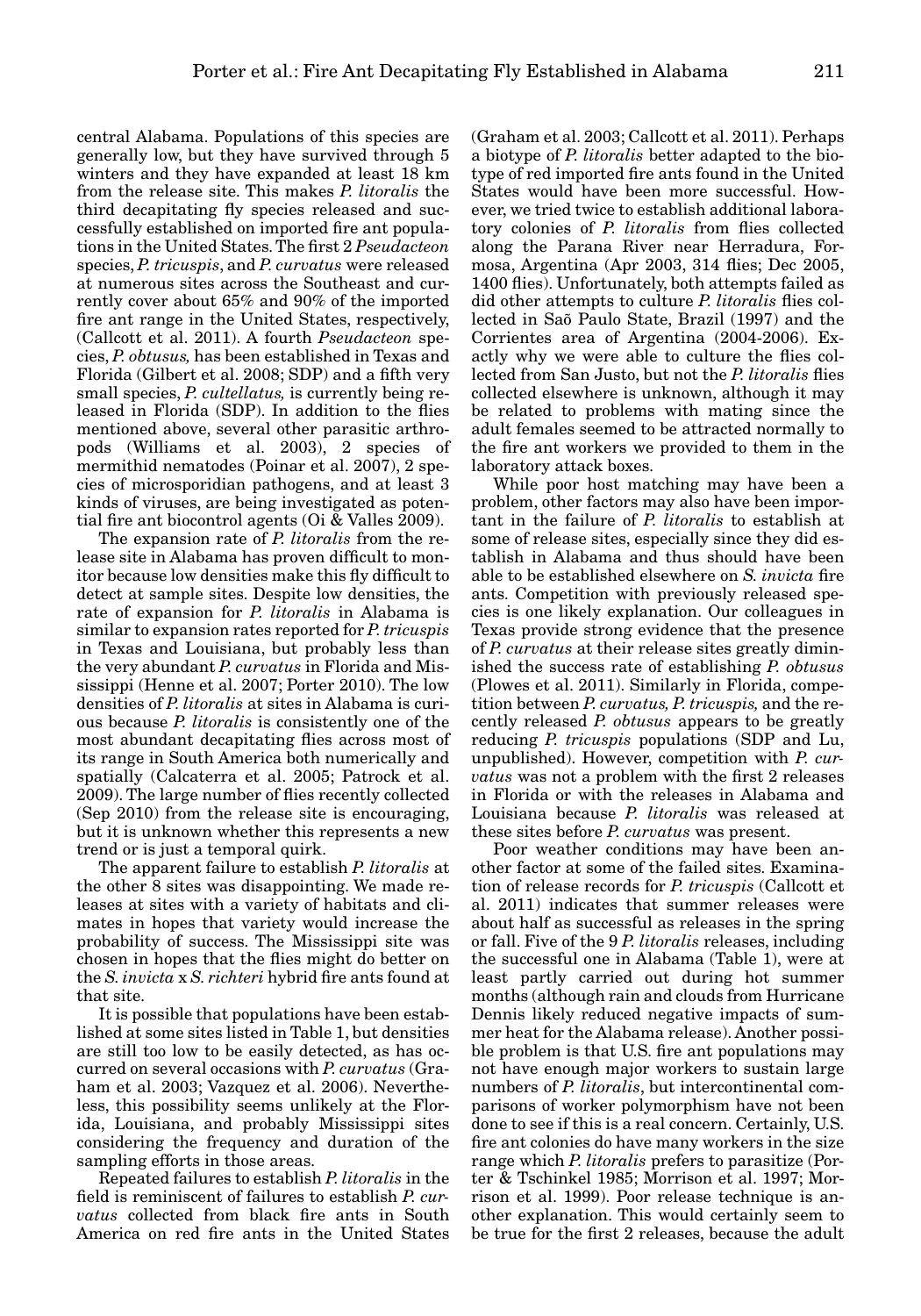central Alabama. Populations of this species are generally low, but they have survived through 5 winters and they have expanded at least 18 km from the release site. This makes *P. litoralis* the third decapitating fly species released and successfully established on imported fire ant populations in the United States. The first 2 *Pseudacteon* species, *P. tricuspis*, and *P. curvatus* were released at numerous sites across the Southeast and currently cover about 65% and 90% of the imported fire ant range in the United States, respectively, (Callcott et al. 2011). A fourth *Pseudacteon* species, *P. obtusus,* has been established in Texas and Florida (Gilbert et al. 2008; SDP) and a fifth very small species, *P. cultellatus,* is currently being released in Florida (SDP). In addition to the flies mentioned above, several other parasitic arthropods (Williams et al. 2003), 2 species of mermithid nematodes (Poinar et al. 2007), 2 species of microsporidian pathogens, and at least 3 kinds of viruses, are being investigated as potential fire ant biocontrol agents (Oi & Valles 2009).

The expansion rate of *P. litoralis* from the release site in Alabama has proven difficult to monitor because low densities make this fly difficult to detect at sample sites. Despite low densities, the rate of expansion for *P. litoralis* in Alabama is similar to expansion rates reported for *P. tricuspis* in Texas and Louisiana, but probably less than the very abundant *P. curvatus* in Florida and Mississippi (Henne et al. 2007; Porter 2010). The low densities of *P. litoralis* at sites in Alabama is curious because *P. litoralis* is consistently one of the most abundant decapitating flies across most of its range in South America both numerically and spatially (Calcaterra et al. 2005; Patrock et al. 2009). The large number of flies recently collected (Sep 2010) from the release site is encouraging, but it is unknown whether this represents a new trend or is just a temporal quirk.

The apparent failure to establish *P. litoralis* at the other 8 sites was disappointing. We made releases at sites with a variety of habitats and climates in hopes that variety would increase the probability of success. The Mississippi site was chosen in hopes that the flies might do better on the *S. invicta* x *S. richteri* hybrid fire ants found at that site.

It is possible that populations have been established at some sites listed in Table 1, but densities are still too low to be easily detected, as has occurred on several occasions with *P. curvatus* (Graham et al. 2003; Vazquez et al. 2006). Nevertheless, this possibility seems unlikely at the Florida, Louisiana, and probably Mississippi sites considering the frequency and duration of the sampling efforts in those areas.

Repeated failures to establish *P. litoralis* in the field is reminiscent of failures to establish *P. curvatus* collected from black fire ants in South America on red fire ants in the United States (Graham et al. 2003; Callcott et al. 2011). Perhaps a biotype of *P. litoralis* better adapted to the biotype of red imported fire ants found in the United States would have been more successful. However, we tried twice to establish additional laboratory colonies of *P. litoralis* from flies collected along the Parana River near Herradura, Formosa, Argentina (Apr 2003, 314 flies; Dec 2005, 1400 flies). Unfortunately, both attempts failed as did other attempts to culture *P. litoralis* flies collected in Saõ Paulo State, Brazil (1997) and the Corrientes area of Argentina (2004-2006). Exactly why we were able to culture the flies collected from San Justo, but not the *P. litoralis* flies collected elsewhere is unknown, although it may be related to problems with mating since the adult females seemed to be attracted normally to the fire ant workers we provided to them in the laboratory attack boxes.

While poor host matching may have been a problem, other factors may also have been important in the failure of *P. litoralis* to establish at some of release sites, especially since they did establish in Alabama and thus should have been able to be established elsewhere on *S. invicta* fire ants. Competition with previously released species is one likely explanation. Our colleagues in Texas provide strong evidence that the presence of *P. curvatus* at their release sites greatly diminished the success rate of establishing *P. obtusus* (Plowes et al. 2011). Similarly in Florida, competition between *P. curvatus, P. tricuspis,* and the recently released *P. obtusus* appears to be greatly reducing *P. tricuspis* populations (SDP and Lu, unpublished). However, competition with *P. curvatus* was not a problem with the first 2 releases in Florida or with the releases in Alabama and Louisiana because *P. litoralis* was released at these sites before *P. curvatus* was present.

Poor weather conditions may have been another factor at some of the failed sites. Examination of release records for *P. tricuspis* (Callcott et al. 2011) indicates that summer releases were about half as successful as releases in the spring or fall. Five of the 9 *P. litoralis* releases, including the successful one in Alabama (Table 1), were at least partly carried out during hot summer months (although rain and clouds from Hurricane Dennis likely reduced negative impacts of summer heat for the Alabama release). Another possible problem is that U.S. fire ant populations may not have enough major workers to sustain large numbers of *P. litoralis*, but intercontinental comparisons of worker polymorphism have not been done to see if this is a real concern. Certainly, U.S. fire ant colonies do have many workers in the size range which *P. litoralis* prefers to parasitize (Porter & Tschinkel 1985; Morrison et al. 1997; Morrison et al. 1999). Poor release technique is another explanation. This would certainly seem to be true for the first 2 releases, because the adult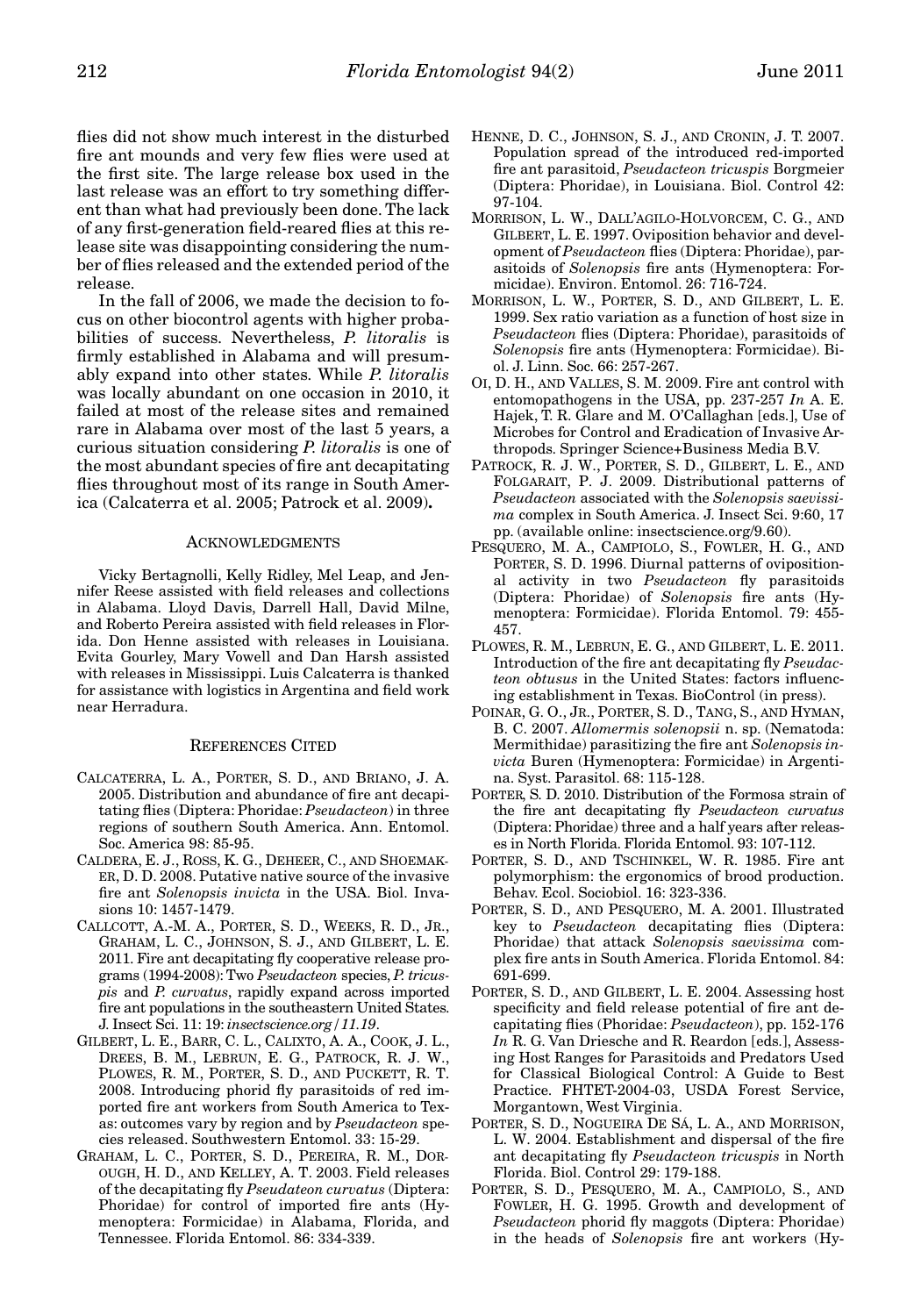flies did not show much interest in the disturbed fire ant mounds and very few flies were used at the first site. The large release box used in the last release was an effort to try something different than what had previously been done. The lack of any first-generation field-reared flies at this release site was disappointing considering the number of flies released and the extended period of the release.

In the fall of 2006, we made the decision to focus on other biocontrol agents with higher probabilities of success. Nevertheless, *P. litoralis* is firmly established in Alabama and will presumably expand into other states. While *P. litoralis* was locally abundant on one occasion in 2010, it failed at most of the release sites and remained rare in Alabama over most of the last 5 years, a curious situation considering *P. litoralis* is one of the most abundant species of fire ant decapitating flies throughout most of its range in South America (Calcaterra et al. 2005; Patrock et al. 2009)**.**

## ACKNOWLEDGMENTS

Vicky Bertagnolli, Kelly Ridley, Mel Leap, and Jennifer Reese assisted with field releases and collections in Alabama. Lloyd Davis, Darrell Hall, David Milne, and Roberto Pereira assisted with field releases in Florida. Don Henne assisted with releases in Louisiana. Evita Gourley, Mary Vowell and Dan Harsh assisted with releases in Mississippi. Luis Calcaterra is thanked for assistance with logistics in Argentina and field work near Herradura.

## REFERENCES CITED

CALCATERRA, L. A., PORTER, S. D., AND BRIANO, J. A. 2005. Distribution and abundance of fire ant decapitating flies (Diptera: Phoridae: *Pseudacteon*) in three regions of southern South America. Ann. Entomol. Soc. America 98: 85-95.

CALDERA, E. J., ROSS, K. G., DEHEER, C., AND SHOEMAKER, D. D. 2008. Putative native source of the invasive fire ant *Solenopsis invicta* in the USA. Biol. Invasions 10: 1457-1479.

CALLCOTT, A.-M. A., PORTER, S. D., WEEKS, R. D., JR., GRAHAM, L. C., JOHNSON, S. J., AND GILBERT, L. E. 2011. Fire ant decapitating fly cooperative release programs (1994-2008): Two *Pseudacteon* species, *P. tricuspis* and *P. curvatus*, rapidly expand across imported fire ant populations in the southeastern United States. J. Insect Sci. 11: 19: *insectscience.org/11.19*.

GILBERT, L. E., BARR, C. L., CALIXTO, A. A., COOK, J. L., DREES, B. M., LEBRUN, E. G., PATROCK, R. J. W., PLOWES, R. M., PORTER, S. D., AND PUCKETT, R. T. 2008. Introducing phorid fly parasitoids of red imported fire ant workers from South America to Texas: outcomes vary by region and by *Pseudacteon* species released. Southwestern Entomol. 33: 15-29.

GRAHAM, L. C., PORTER, S. D., PEREIRA, R. M., DOROUGH, H. D., AND KELLEY, A. T. 2003. Field releases of the decapitating fly *Pseudateon curvatus* (Diptera: Phoridae) for control of imported fire ants (Hymenoptera: Formicidae) in Alabama, Florida, and Tennessee. Florida Entomol. 86: 334-339.

HENNE, D. C., JOHNSON, S. J., AND CRONIN, J. T. 2007. Population spread of the introduced red-imported fire ant parasitoid, *Pseudacteon tricuspis* Borgmeier (Diptera: Phoridae), in Louisiana. Biol. Control 42: 97-104.

MORRISON, L. W., DALL'AGILO-HOLVORCEM, C. G., AND GILBERT, L. E. 1997. Oviposition behavior and development of *Pseudacteon* flies (Diptera: Phoridae), parasitoids of *Solenopsis* fire ants (Hymenoptera: Formicidae). Environ. Entomol. 26: 716-724.

MORRISON, L. W., PORTER, S. D., AND GILBERT, L. E. 1999. Sex ratio variation as a function of host size in *Pseudacteon* flies (Diptera: Phoridae), parasitoids of *Solenopsis* fire ants (Hymenoptera: Formicidae). Biol. J. Linn. Soc. 66: 257-267.

OI, D. H., AND VALLES, S. M. 2009. Fire ant control with entomopathogens in the USA, pp. 237-257 *In* A. E. Hajek, T. R. Glare and M. O'Callaghan [eds.], Use of Microbes for Control and Eradication of Invasive Arthropods. Springer Science+Business Media B.V.

PATROCK, R. J. W., PORTER, S. D., GILBERT, L. E., AND FOLGARAIT, P. J. 2009. Distributional patterns of *Pseudacteon* associated with the *Solenopsis saevissima* complex in South America. J. Insect Sci. 9:60, 17 pp. (available online: insectscience.org/9.60).

PESQUERO, M. A., CAMPIOLO, S., FOWLER, H. G., AND PORTER, S. D. 1996. Diurnal patterns of ovipositional activity in two *Pseudacteon* fly parasitoids (Diptera: Phoridae) of *Solenopsis* fire ants (Hymenoptera: Formicidae). Florida Entomol. 79: 455-457.

PLOWES, R. M., LEBRUN, E. G., AND GILBERT, L. E. 2011. Introduction of the fire ant decapitating fly *Pseudacteon obtusus* in the United States: factors influencing establishment in Texas. BioControl (in press).

POINAR, G. O., JR., PORTER, S. D., TANG, S., AND HYMAN, B. C. 2007. *Allomermis solenopsii* n. sp. (Nematoda: Mermithidae) parasitizing the fire ant *Solenopsis invicta* Buren (Hymenoptera: Formicidae) in Argentina. Syst. Parasitol. 68: 115-128.

PORTER, S. D. 2010. Distribution of the Formosa strain of the fire ant decapitating fly *Pseudacteon curvatus* (Diptera: Phoridae) three and a half years after releases in North Florida. Florida Entomol. 93: 107-112.

PORTER, S. D., AND TSCHINKEL, W. R. 1985. Fire ant polymorphism: the ergonomics of brood production. Behav. Ecol. Sociobiol. 16: 323-336.

PORTER, S. D., AND PESQUERO, M. A. 2001. Illustrated key to *Pseudacteon* decapitating flies (Diptera: Phoridae) that attack *Solenopsis saevissima* complex fire ants in South America. Florida Entomol. 84: 691-699.

PORTER, S. D., AND GILBERT, L. E. 2004. Assessing host specificity and field release potential of fire ant decapitating flies (Phoridae: *Pseudacteon*), pp. 152-176 *In* R. G. Van Driesche and R. Reardon [eds.], Assessing Host Ranges for Parasitoids and Predators Used for Classical Biological Control: A Guide to Best Practice. FHTET-2004-03, USDA Forest Service, Morgantown, West Virginia.

PORTER, S. D., NOGUEIRA DE SÁ, L. A., AND MORRISON, L. W. 2004. Establishment and dispersal of the fire ant decapitating fly *Pseudacteon tricuspis* in North Florida. Biol. Control 29: 179-188.

PORTER, S. D., PESQUERO, M. A., CAMPIOLO, S., AND FOWLER, H. G. 1995. Growth and development of *Pseudacteon* phorid fly maggots (Diptera: Phoridae) in the heads of *Solenopsis* fire ant workers (Hy-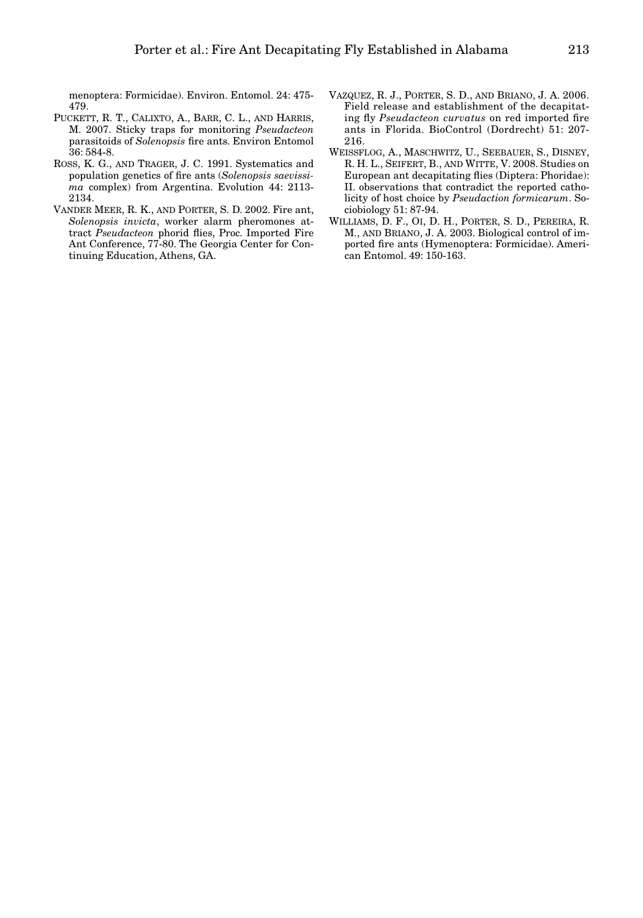menoptera: Formicidae). Environ. Entomol. 24: 475-479.

PUCKETT, R. T., CALIXTO, A., BARR, C. L., AND HARRIS, M. 2007. Sticky traps for monitoring *Pseudacteon* parasitoids of *Solenopsis* fire ants. Environ Entomol 36: 584-8.

ROSS, K. G., AND TRAGER, J. C. 1991. Systematics and population genetics of fire ants (*Solenopsis saevissima* complex) from Argentina. Evolution 44: 2113-2134.

VANDER MEER, R. K., AND PORTER, S. D. 2002. Fire ant, *Solenopsis invicta*, worker alarm pheromones attract *Pseudacteon* phorid flies, Proc. Imported Fire Ant Conference, 77-80. The Georgia Center for Continuing Education, Athens, GA.

VAZQUEZ, R. J., PORTER, S. D., AND BRIANO, J. A. 2006. Field release and establishment of the decapitating fly *Pseudacteon curvatus* on red imported fire ants in Florida. BioControl (Dordrecht) 51: 207-216.

WEISSFLOG, A., MASCHWITZ, U., SEEBAUER, S., DISNEY, R. H. L., SEIFERT, B., AND WITTE, V. 2008. Studies on European ant decapitating flies (Diptera: Phoridae): II. observations that contradict the reported catholicity of host choice by *Pseudaction formicarum*. Sociobiology 51: 87-94.

WILLIAMS, D. F., OI, D. H., PORTER, S. D., PEREIRA, R. M., AND BRIANO, J. A. 2003. Biological control of imported fire ants (Hymenoptera: Formicidae). American Entomol. 49: 150-163.